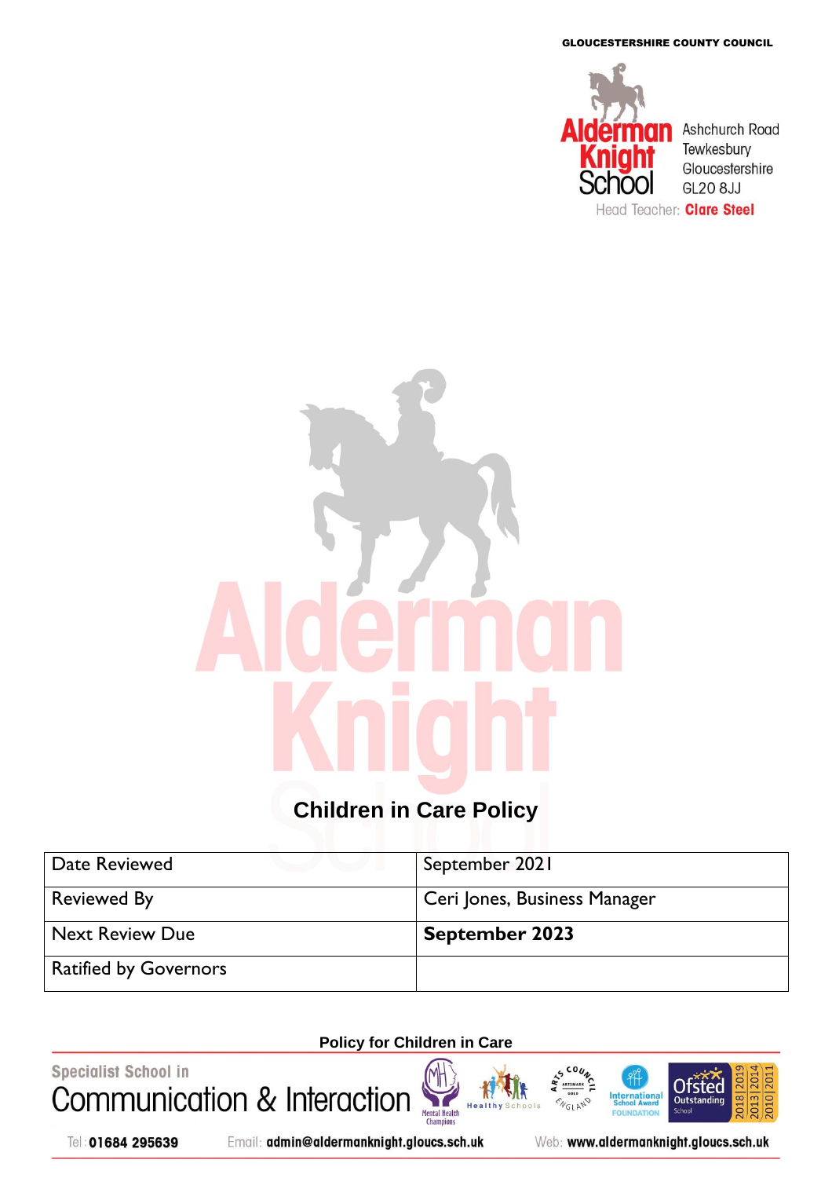GLOUCESTERSHIRE COUNTY COUNCIL

Alderman Knight School

Ashchurch Road
Tewkesbury
Gloucestershire
GL20 8JJ

Head Teacher: **Clare Steel**

# Children in Care Policy

| Date Reviewed | September 2021 |
|---|---|
| Reviewed By | Ceri Jones, Business Manager |
| Next Review Due | **September 2023** |
| Ratified by Governors | |

**Policy for Children in Care**

Specialist School in Communication & Interaction

Tel: **01684 295639** Email: **admin@aldermanknight.gloucs.sch.uk** Web: **www.aldermanknight.gloucs.sch.uk**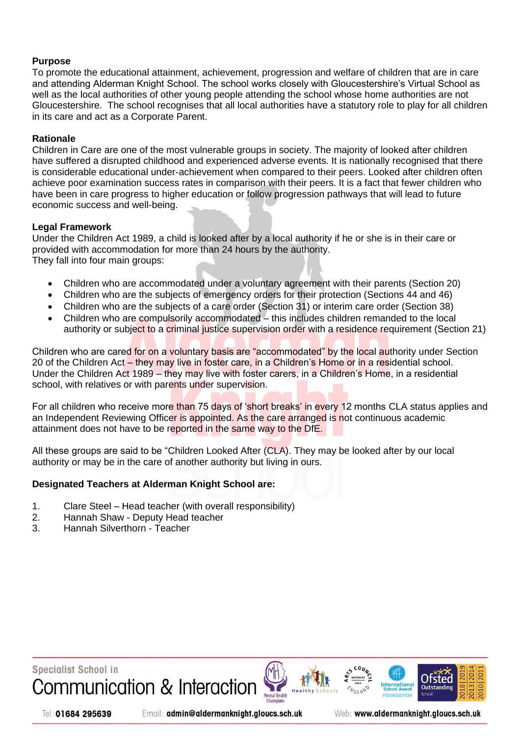**Purpose**

To promote the educational attainment, achievement, progression and welfare of children that are in care and attending Alderman Knight School. The school works closely with Gloucestershire's Virtual School as well as the local authorities of other young people attending the school whose home authorities are not Gloucestershire. The school recognises that all local authorities have a statutory role to play for all children in its care and act as a Corporate Parent.

**Rationale**

Children in Care are one of the most vulnerable groups in society. The majority of looked after children have suffered a disrupted childhood and experienced adverse events. It is nationally recognised that there is considerable educational under-achievement when compared to their peers. Looked after children often achieve poor examination success rates in comparison with their peers. It is a fact that fewer children who have been in care progress to higher education or follow progression pathways that will lead to future economic success and well-being.

**Legal Framework**

Under the Children Act 1989, a child is looked after by a local authority if he or she is in their care or provided with accommodation for more than 24 hours by the authority.
They fall into four main groups:

- Children who are accommodated under a voluntary agreement with their parents (Section 20)
- Children who are the subjects of emergency orders for their protection (Sections 44 and 46)
- Children who are the subjects of a care order (Section 31) or interim care order (Section 38)
- Children who are compulsorily accommodated – this includes children remanded to the local authority or subject to a criminal justice supervision order with a residence requirement (Section 21)

Children who are cared for on a voluntary basis are "accommodated" by the local authority under Section 20 of the Children Act – they may live in foster care, in a Children's Home or in a residential school. Under the Children Act 1989 – they may live with foster carers, in a Children's Home, in a residential school, with relatives or with parents under supervision.

For all children who receive more than 75 days of 'short breaks' in every 12 months CLA status applies and an Independent Reviewing Officer is appointed. As the care arranged is not continuous academic attainment does not have to be reported in the same way to the DfE.

All these groups are said to be "Children Looked After (CLA). They may be looked after by our local authority or may be in the care of another authority but living in ours.

**Designated Teachers at Alderman Knight School are:**

1. Clare Steel – Head teacher (with overall responsibility)
2. Hannah Shaw - Deputy Head teacher
3. Hannah Silverthorn - Teacher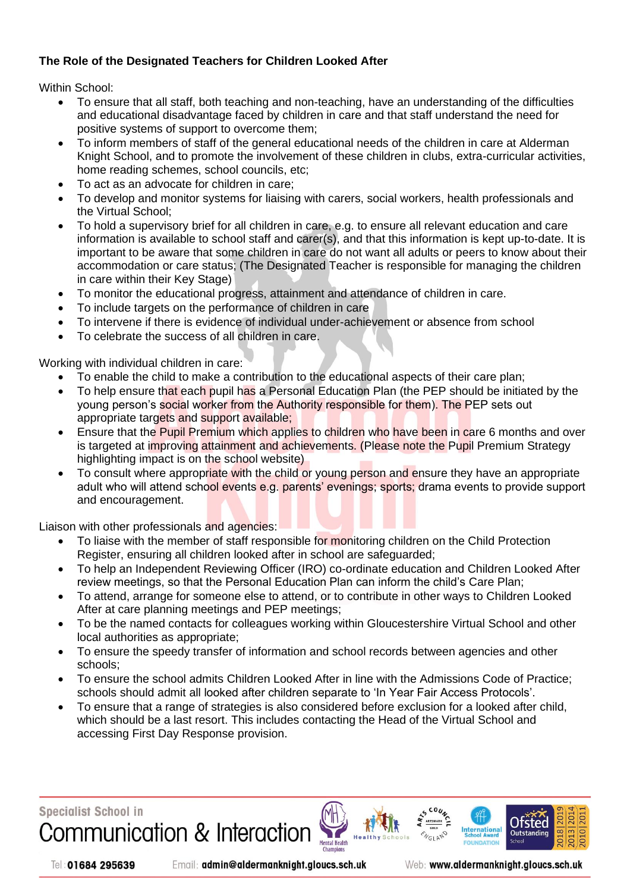**The Role of the Designated Teachers for Children Looked After**

Within School:

- To ensure that all staff, both teaching and non-teaching, have an understanding of the difficulties and educational disadvantage faced by children in care and that staff understand the need for positive systems of support to overcome them;
- To inform members of staff of the general educational needs of the children in care at Alderman Knight School, and to promote the involvement of these children in clubs, extra-curricular activities, home reading schemes, school councils, etc;
- To act as an advocate for children in care;
- To develop and monitor systems for liaising with carers, social workers, health professionals and the Virtual School;
- To hold a supervisory brief for all children in care, e.g. to ensure all relevant education and care information is available to school staff and carer(s), and that this information is kept up-to-date. It is important to be aware that some children in care do not want all adults or peers to know about their accommodation or care status; (The Designated Teacher is responsible for managing the children in care within their Key Stage)
- To monitor the educational progress, attainment and attendance of children in care.
- To include targets on the performance of children in care
- To intervene if there is evidence of individual under-achievement or absence from school
- To celebrate the success of all children in care.

Working with individual children in care:

- To enable the child to make a contribution to the educational aspects of their care plan;
- To help ensure that each pupil has a Personal Education Plan (the PEP should be initiated by the young person's social worker from the Authority responsible for them). The PEP sets out appropriate targets and support available;
- Ensure that the Pupil Premium which applies to children who have been in care 6 months and over is targeted at improving attainment and achievements. (Please note the Pupil Premium Strategy highlighting impact is on the school website)
- To consult where appropriate with the child or young person and ensure they have an appropriate adult who will attend school events e.g. parents' evenings; sports; drama events to provide support and encouragement.

Liaison with other professionals and agencies:

- To liaise with the member of staff responsible for monitoring children on the Child Protection Register, ensuring all children looked after in school are safeguarded;
- To help an Independent Reviewing Officer (IRO) co-ordinate education and Children Looked After review meetings, so that the Personal Education Plan can inform the child's Care Plan;
- To attend, arrange for someone else to attend, or to contribute in other ways to Children Looked After at care planning meetings and PEP meetings;
- To be the named contacts for colleagues working within Gloucestershire Virtual School and other local authorities as appropriate;
- To ensure the speedy transfer of information and school records between agencies and other schools;
- To ensure the school admits Children Looked After in line with the Admissions Code of Practice; schools should admit all looked after children separate to 'In Year Fair Access Protocols'.
- To ensure that a range of strategies is also considered before exclusion for a looked after child, which should be a last resort. This includes contacting the Head of the Virtual School and accessing First Day Response provision.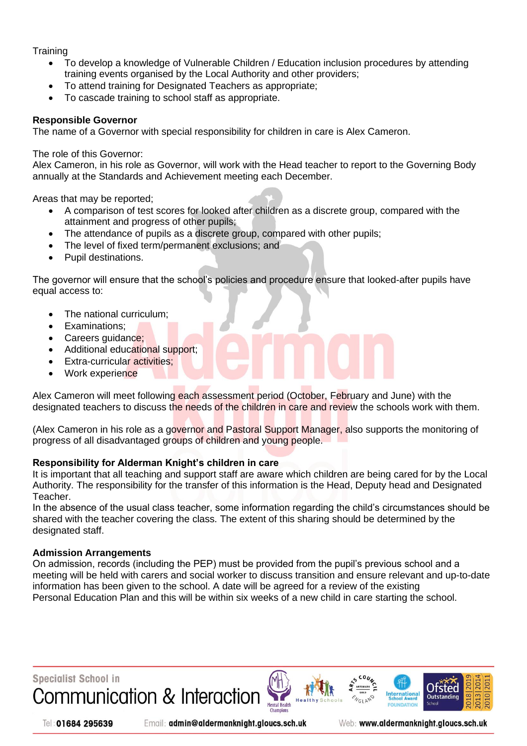Training

- To develop a knowledge of Vulnerable Children / Education inclusion procedures by attending training events organised by the Local Authority and other providers;
- To attend training for Designated Teachers as appropriate;
- To cascade training to school staff as appropriate.

**Responsible Governor**
The name of a Governor with special responsibility for children in care is Alex Cameron.

The role of this Governor:
Alex Cameron, in his role as Governor, will work with the Head teacher to report to the Governing Body annually at the Standards and Achievement meeting each December.

Areas that may be reported;

- A comparison of test scores for looked after children as a discrete group, compared with the attainment and progress of other pupils;
- The attendance of pupils as a discrete group, compared with other pupils;
- The level of fixed term/permanent exclusions; and
- Pupil destinations.

The governor will ensure that the school's policies and procedure ensure that looked-after pupils have equal access to:

- The national curriculum;
- Examinations;
- Careers guidance;
- Additional educational support;
- Extra-curricular activities;
- Work experience

Alex Cameron will meet following each assessment period (October, February and June) with the designated teachers to discuss the needs of the children in care and review the schools work with them.

(Alex Cameron in his role as a governor and Pastoral Support Manager, also supports the monitoring of progress of all disadvantaged groups of children and young people.

**Responsibility for Alderman Knight's children in care**
It is important that all teaching and support staff are aware which children are being cared for by the Local Authority. The responsibility for the transfer of this information is the Head, Deputy head and Designated Teacher.
In the absence of the usual class teacher, some information regarding the child's circumstances should be shared with the teacher covering the class. The extent of this sharing should be determined by the designated staff.

**Admission Arrangements**
On admission, records (including the PEP) must be provided from the pupil's previous school and a meeting will be held with carers and social worker to discuss transition and ensure relevant and up-to-date information has been given to the school. A date will be agreed for a review of the existing Personal Education Plan and this will be within six weeks of a new child in care starting the school.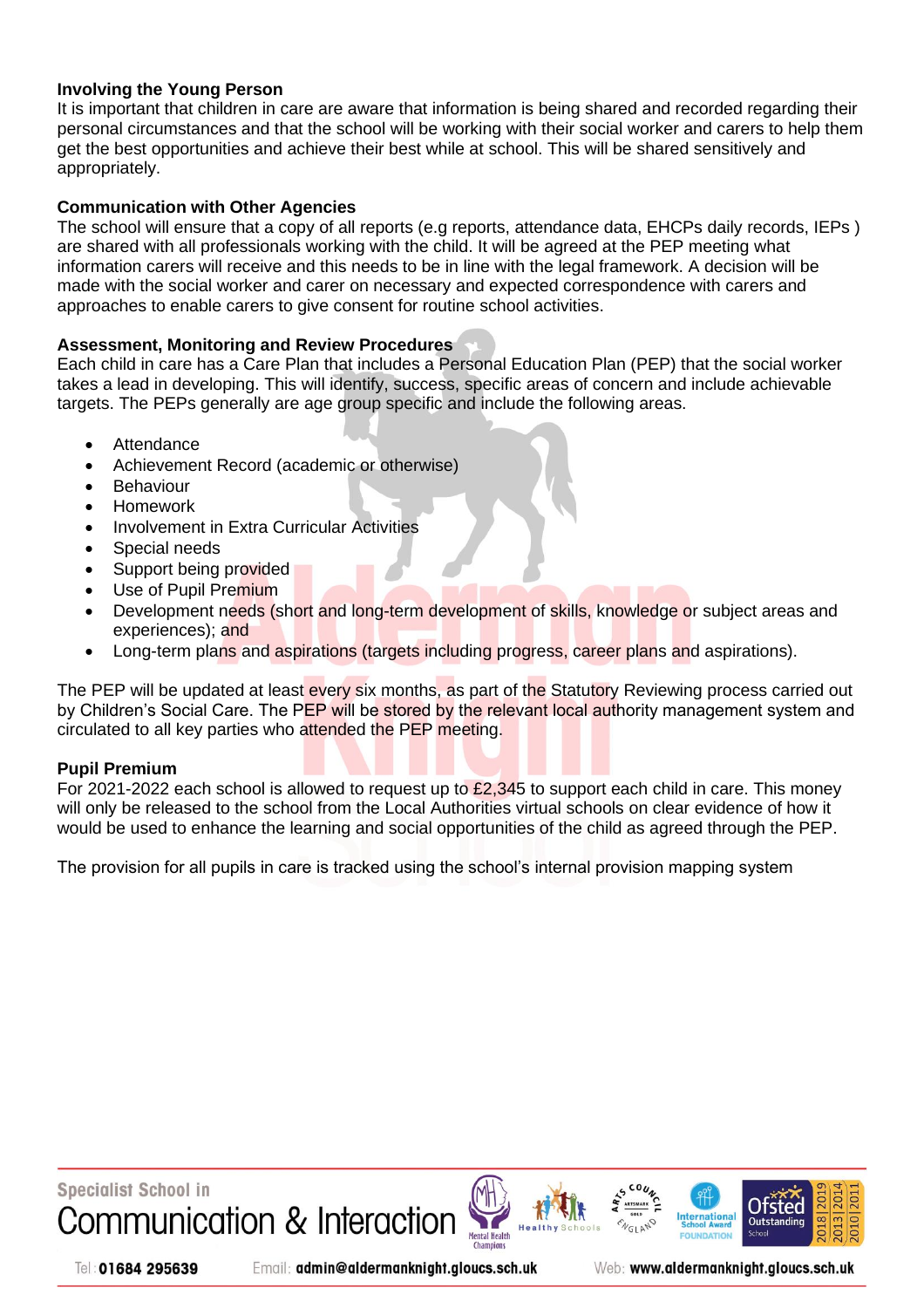### Involving the Young Person

It is important that children in care are aware that information is being shared and recorded regarding their personal circumstances and that the school will be working with their social worker and carers to help them get the best opportunities and achieve their best while at school. This will be shared sensitively and appropriately.

### Communication with Other Agencies

The school will ensure that a copy of all reports (e.g reports, attendance data, EHCPs daily records, IEPs ) are shared with all professionals working with the child. It will be agreed at the PEP meeting what information carers will receive and this needs to be in line with the legal framework. A decision will be made with the social worker and carer on necessary and expected correspondence with carers and approaches to enable carers to give consent for routine school activities.

### Assessment, Monitoring and Review Procedures

Each child in care has a Care Plan that includes a Personal Education Plan (PEP) that the social worker takes a lead in developing. This will identify, success, specific areas of concern and include achievable targets. The PEPs generally are age group specific and include the following areas.

- Attendance
- Achievement Record (academic or otherwise)
- Behaviour
- Homework
- Involvement in Extra Curricular Activities
- Special needs
- Support being provided
- Use of Pupil Premium
- Development needs (short and long-term development of skills, knowledge or subject areas and experiences); and
- Long-term plans and aspirations (targets including progress, career plans and aspirations).

The PEP will be updated at least every six months, as part of the Statutory Reviewing process carried out by Children's Social Care. The PEP will be stored by the relevant local authority management system and circulated to all key parties who attended the PEP meeting.

### Pupil Premium

For 2021-2022 each school is allowed to request up to £2,345 to support each child in care. This money will only be released to the school from the Local Authorities virtual schools on clear evidence of how it would be used to enhance the learning and social opportunities of the child as agreed through the PEP.

The provision for all pupils in care is tracked using the school's internal provision mapping system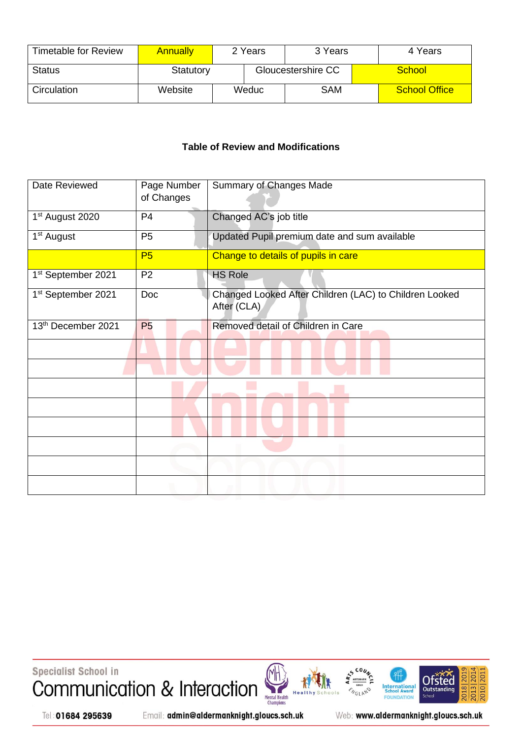| | | | | |
|---|---|---|---|---|
| Timetable for Review | Annually | 2 Years | 3 Years | 4 Years |
| Status | Statutory | Gloucestershire CC | School | |
| Circulation | Website | Weduc | SAM | School Office |

**Table of Review and Modifications**

| Date Reviewed | Page Number of Changes | Summary of Changes Made |
|---|---|---|
| 1st August 2020 | P4 | Changed AC's job title |
| 1st August | P5 | Updated Pupil premium date and sum available |
| | P5 | Change to details of pupils in care |
| 1st September 2021 | P2 | HS Role |
| 1st September 2021 | Doc | Changed Looked After Children (LAC) to Children Looked After (CLA) |
| 13th December 2021 | P5 | Removed detail of Children in Care |
| | | |
| | | |
| | | |
| | | |
| | | |
| | | |
| | | |
| | | |

Specialist School in Communication & Interaction

Tel: 01684 295639 Email: admin@aldermanknight.gloucs.sch.uk Web: www.aldermanknight.gloucs.sch.uk